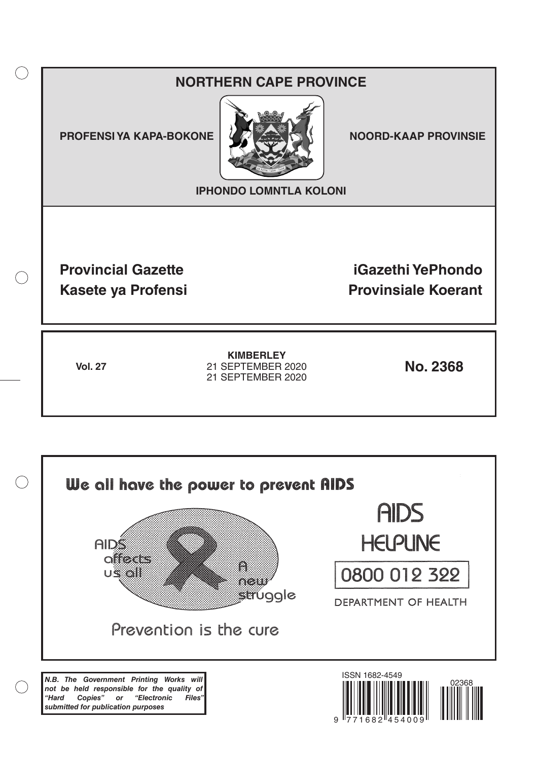# NORTHERN CAPE PROVINCE

**PROFENSI YA KAPA-BOKONE** | **NOORD-KAAP PROVINSIE**

**IPHONDO LOMNTLA KOLONI**

## Provincial Gazette
## Kasete ya Profensi
## iGazethi YePhondo
## Provinsiale Koerant

**Vol. 27**

**KIMBERLEY**
21 SEPTEMBER 2020
21 SEPTEMBER 2020

**No. 2368**

We all have the power to prevent AIDS

AIDS affects us all

A new struggle

Prevention is the cure

AIDS HELPLINE

0800 012 322

DEPARTMENT OF HEALTH

***N.B. The Government Printing Works will not be held responsible for the quality of "Hard Copies" or "Electronic Files" submitted for publication purposes***

ISSN 1682-4549

02368

9 771682 454009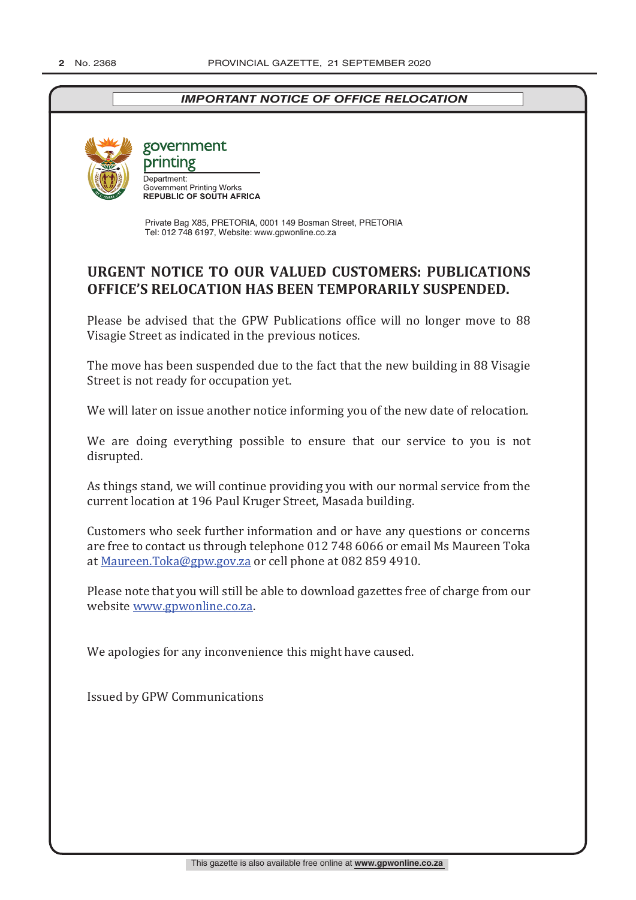***IMPORTANT NOTICE OF OFFICE RELOCATION***

government printing

Department:
Government Printing Works
**REPUBLIC OF SOUTH AFRICA**

Private Bag X85, PRETORIA, 0001 149 Bosman Street, PRETORIA
Tel: 012 748 6197, Website: www.gpwonline.co.za

## URGENT NOTICE TO OUR VALUED CUSTOMERS: PUBLICATIONS OFFICE'S RELOCATION HAS BEEN TEMPORARILY SUSPENDED.

Please be advised that the GPW Publications office will no longer move to 88 Visagie Street as indicated in the previous notices.

The move has been suspended due to the fact that the new building in 88 Visagie Street is not ready for occupation yet.

We will later on issue another notice informing you of the new date of relocation.

We are doing everything possible to ensure that our service to you is not disrupted.

As things stand, we will continue providing you with our normal service from the current location at 196 Paul Kruger Street, Masada building.

Customers who seek further information and or have any questions or concerns are free to contact us through telephone 012 748 6066 or email Ms Maureen Toka at Maureen.Toka@gpw.gov.za or cell phone at 082 859 4910.

Please note that you will still be able to download gazettes free of charge from our website www.gpwonline.co.za.

We apologies for any inconvenience this might have caused.

Issued by GPW Communications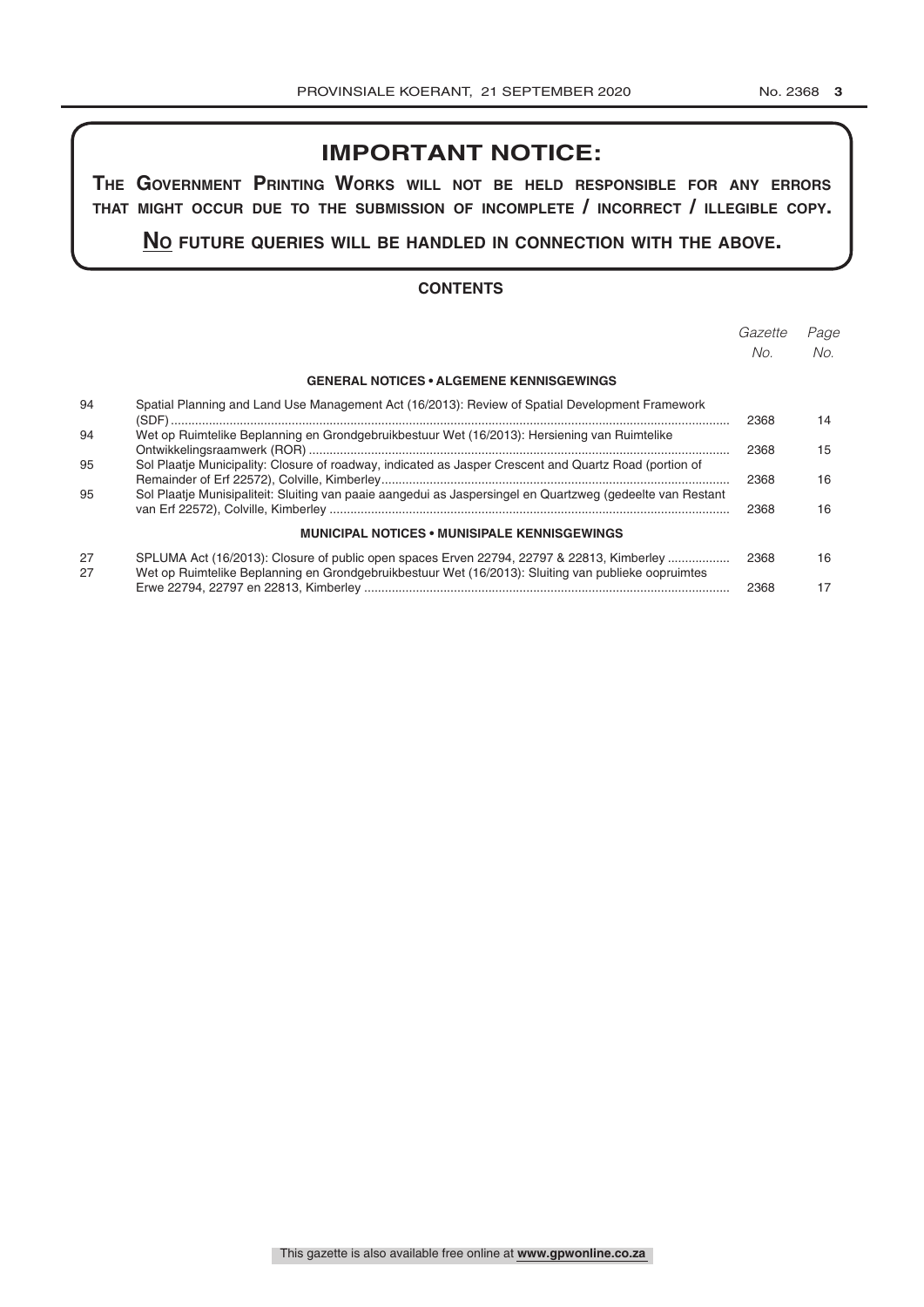# IMPORTANT NOTICE:

**THE GOVERNMENT PRINTING WORKS WILL NOT BE HELD RESPONSIBLE FOR ANY ERRORS THAT MIGHT OCCUR DUE TO THE SUBMISSION OF INCOMPLETE / INCORRECT / ILLEGIBLE COPY.**

**NO FUTURE QUERIES WILL BE HANDLED IN CONNECTION WITH THE ABOVE.**

## CONTENTS

| | | *Gazette No.* | *Page No.* |
|---|---|---|---|
| | **GENERAL NOTICES • ALGEMENE KENNISGEWINGS** | | |
| 94 | Spatial Planning and Land Use Management Act (16/2013): Review of Spatial Development Framework (SDF) | 2368 | 14 |
| 94 | Wet op Ruimtelike Beplanning en Grondgebruikbestuur Wet (16/2013): Hersiening van Ruimtelike Ontwikkelingsraamwerk (ROR) | 2368 | 15 |
| 95 | Sol Plaatje Municipality: Closure of roadway, indicated as Jasper Crescent and Quartz Road (portion of Remainder of Erf 22572), Colville, Kimberley | 2368 | 16 |
| 95 | Sol Plaatje Munisipaliteit: Sluiting van paaie aangedui as Jaspersingel en Quartzweg (gedeelte van Restant van Erf 22572), Colville, Kimberley | 2368 | 16 |
| | **MUNICIPAL NOTICES • MUNISIPALE KENNISGEWINGS** | | |
| 27 | SPLUMA Act (16/2013): Closure of public open spaces Erven 22794, 22797 & 22813, Kimberley | 2368 | 16 |
| 27 | Wet op Ruimtelike Beplanning en Grondgebruikbestuur Wet (16/2013): Sluiting van publieke oopruimtes Erwe 22794, 22797 en 22813, Kimberley | 2368 | 17 |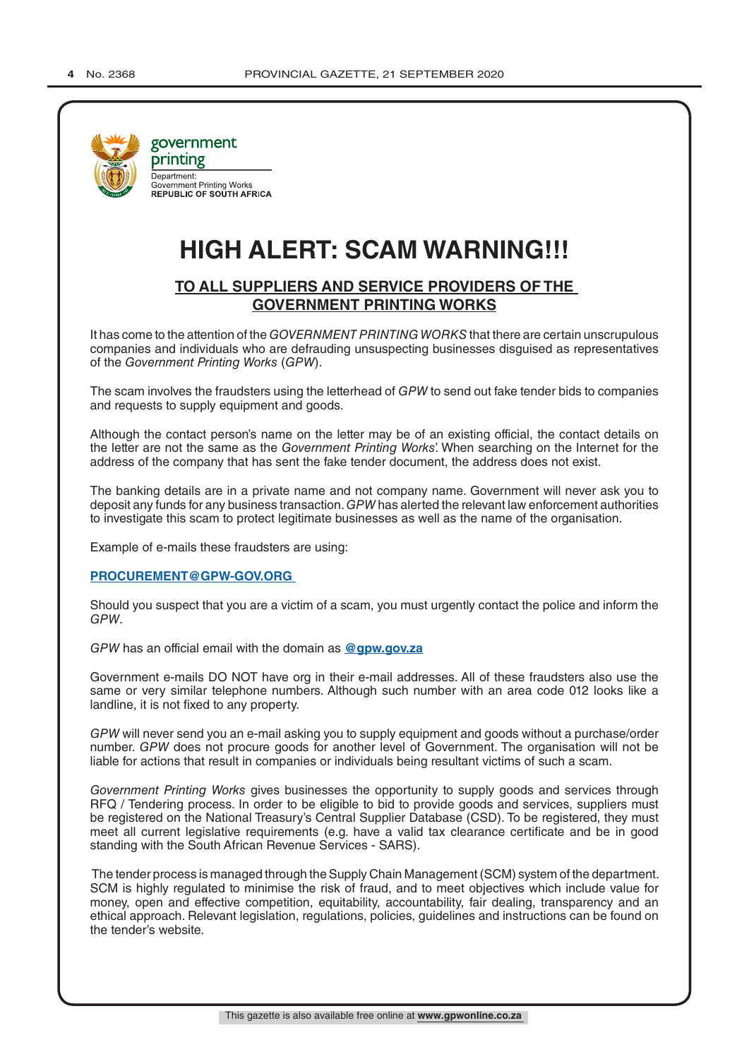government printing

Department:
Government Printing Works
**REPUBLIC OF SOUTH AFRICA**

# HIGH ALERT: SCAM WARNING!!!

## TO ALL SUPPLIERS AND SERVICE PROVIDERS OF THE GOVERNMENT PRINTING WORKS

It has come to the attention of the *GOVERNMENT PRINTING WORKS* that there are certain unscrupulous companies and individuals who are defrauding unsuspecting businesses disguised as representatives of the *Government Printing Works* (*GPW*).

The scam involves the fraudsters using the letterhead of *GPW* to send out fake tender bids to companies and requests to supply equipment and goods.

Although the contact person's name on the letter may be of an existing official, the contact details on the letter are not the same as the *Government Printing Works*'. When searching on the Internet for the address of the company that has sent the fake tender document, the address does not exist.

The banking details are in a private name and not company name. Government will never ask you to deposit any funds for any business transaction. *GPW* has alerted the relevant law enforcement authorities to investigate this scam to protect legitimate businesses as well as the name of the organisation.

Example of e-mails these fraudsters are using:

**PROCUREMENT@GPW-GOV.ORG**

Should you suspect that you are a victim of a scam, you must urgently contact the police and inform the *GPW*.

*GPW* has an official email with the domain as **@gpw.gov.za**

Government e-mails DO NOT have org in their e-mail addresses. All of these fraudsters also use the same or very similar telephone numbers. Although such number with an area code 012 looks like a landline, it is not fixed to any property.

*GPW* will never send you an e-mail asking you to supply equipment and goods without a purchase/order number. *GPW* does not procure goods for another level of Government. The organisation will not be liable for actions that result in companies or individuals being resultant victims of such a scam.

*Government Printing Works* gives businesses the opportunity to supply goods and services through RFQ / Tendering process. In order to be eligible to bid to provide goods and services, suppliers must be registered on the National Treasury's Central Supplier Database (CSD). To be registered, they must meet all current legislative requirements (e.g. have a valid tax clearance certificate and be in good standing with the South African Revenue Services - SARS).

The tender process is managed through the Supply Chain Management (SCM) system of the department. SCM is highly regulated to minimise the risk of fraud, and to meet objectives which include value for money, open and effective competition, equitability, accountability, fair dealing, transparency and an ethical approach. Relevant legislation, regulations, policies, guidelines and instructions can be found on the tender's website.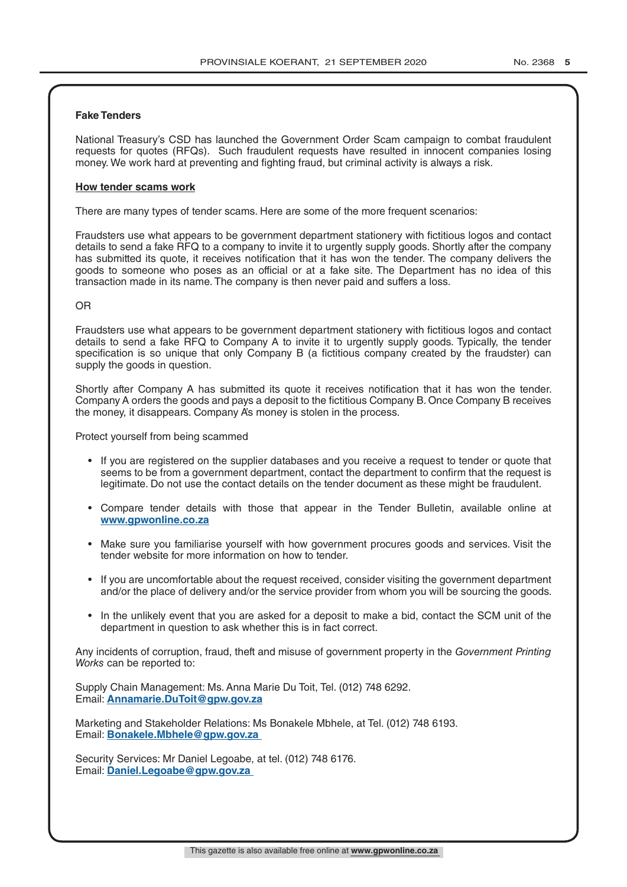## Fake Tenders

National Treasury's CSD has launched the Government Order Scam campaign to combat fraudulent requests for quotes (RFQs). Such fraudulent requests have resulted in innocent companies losing money. We work hard at preventing and fighting fraud, but criminal activity is always a risk.

### How tender scams work

There are many types of tender scams. Here are some of the more frequent scenarios:

Fraudsters use what appears to be government department stationery with fictitious logos and contact details to send a fake RFQ to a company to invite it to urgently supply goods. Shortly after the company has submitted its quote, it receives notification that it has won the tender. The company delivers the goods to someone who poses as an official or at a fake site. The Department has no idea of this transaction made in its name. The company is then never paid and suffers a loss.

OR

Fraudsters use what appears to be government department stationery with fictitious logos and contact details to send a fake RFQ to Company A to invite it to urgently supply goods. Typically, the tender specification is so unique that only Company B (a fictitious company created by the fraudster) can supply the goods in question.

Shortly after Company A has submitted its quote it receives notification that it has won the tender. Company A orders the goods and pays a deposit to the fictitious Company B. Once Company B receives the money, it disappears. Company A's money is stolen in the process.

Protect yourself from being scammed

- If you are registered on the supplier databases and you receive a request to tender or quote that seems to be from a government department, contact the department to confirm that the request is legitimate. Do not use the contact details on the tender document as these might be fraudulent.
- Compare tender details with those that appear in the Tender Bulletin, available online at **www.gpwonline.co.za**
- Make sure you familiarise yourself with how government procures goods and services. Visit the tender website for more information on how to tender.
- If you are uncomfortable about the request received, consider visiting the government department and/or the place of delivery and/or the service provider from whom you will be sourcing the goods.
- In the unlikely event that you are asked for a deposit to make a bid, contact the SCM unit of the department in question to ask whether this is in fact correct.

Any incidents of corruption, fraud, theft and misuse of government property in the *Government Printing Works* can be reported to:

Supply Chain Management: Ms. Anna Marie Du Toit, Tel. (012) 748 6292.
Email: **Annamarie.DuToit@gpw.gov.za**

Marketing and Stakeholder Relations: Ms Bonakele Mbhele, at Tel. (012) 748 6193.
Email: **Bonakele.Mbhele@gpw.gov.za**

Security Services: Mr Daniel Legoabe, at tel. (012) 748 6176.
Email: **Daniel.Legoabe@gpw.gov.za**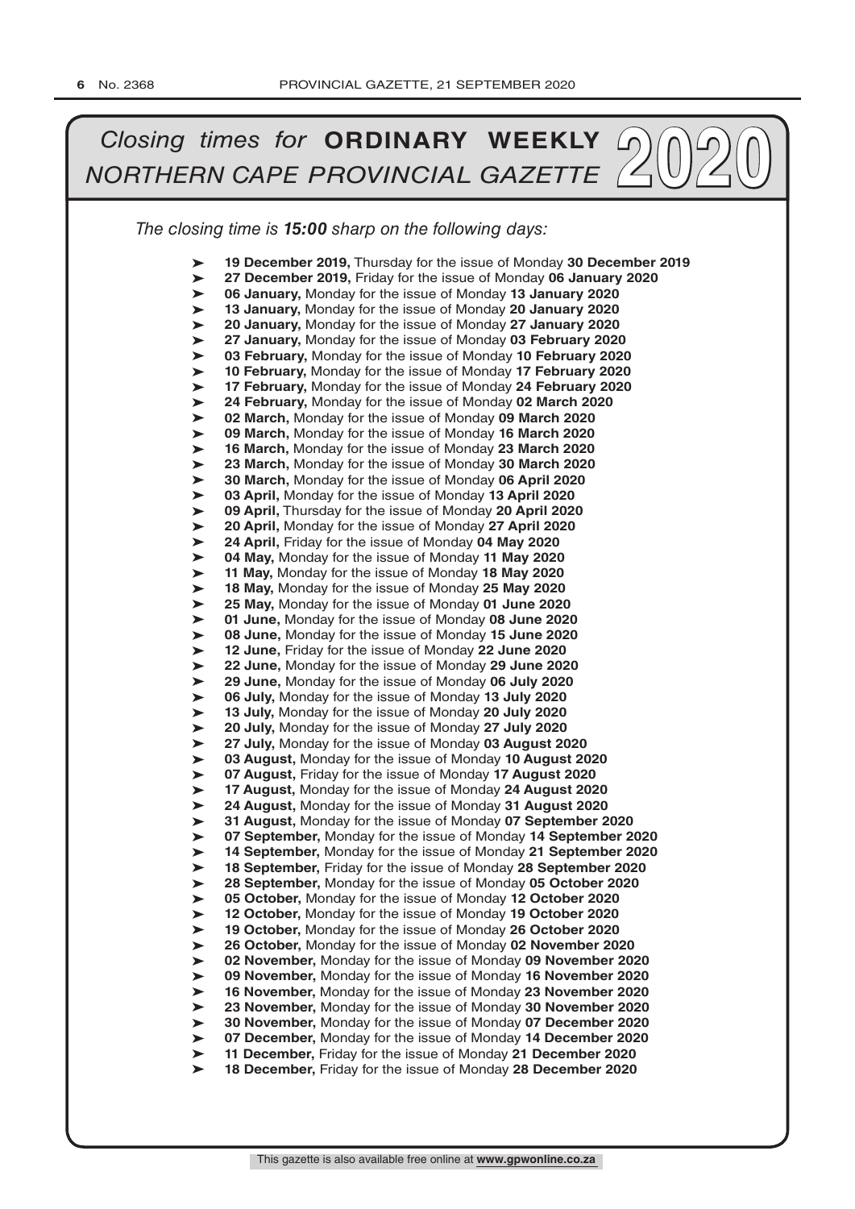# *Closing times for* **ORDINARY WEEKLY** *NORTHERN CAPE PROVINCIAL GAZETTE* 2020

*The closing time is* ***15:00*** *sharp on the following days:*

- **19 December 2019,** Thursday for the issue of Monday **30 December 2019**
- **27 December 2019,** Friday for the issue of Monday **06 January 2020**
- **06 January,** Monday for the issue of Monday **13 January 2020**
- **13 January,** Monday for the issue of Monday **20 January 2020**
- **20 January,** Monday for the issue of Monday **27 January 2020**
- **27 January,** Monday for the issue of Monday **03 February 2020**
- **03 February,** Monday for the issue of Monday **10 February 2020**
- **10 February,** Monday for the issue of Monday **17 February 2020**
- **17 February,** Monday for the issue of Monday **24 February 2020**
- **24 February,** Monday for the issue of Monday **02 March 2020**
- **02 March,** Monday for the issue of Monday **09 March 2020**
- **09 March,** Monday for the issue of Monday **16 March 2020**
- **16 March,** Monday for the issue of Monday **23 March 2020**
- **23 March,** Monday for the issue of Monday **30 March 2020**
- **30 March,** Monday for the issue of Monday **06 April 2020**
- **03 April,** Monday for the issue of Monday **13 April 2020**
- **09 April,** Thursday for the issue of Monday **20 April 2020**
- **20 April,** Monday for the issue of Monday **27 April 2020**
- **24 April,** Friday for the issue of Monday **04 May 2020**
- **04 May,** Monday for the issue of Monday **11 May 2020**
- **11 May,** Monday for the issue of Monday **18 May 2020**
- **18 May,** Monday for the issue of Monday **25 May 2020**
- **25 May,** Monday for the issue of Monday **01 June 2020**
- **01 June,** Monday for the issue of Monday **08 June 2020**
- **08 June,** Monday for the issue of Monday **15 June 2020**
- **12 June,** Friday for the issue of Monday **22 June 2020**
- **22 June,** Monday for the issue of Monday **29 June 2020**
- **29 June,** Monday for the issue of Monday **06 July 2020**
- **06 July,** Monday for the issue of Monday **13 July 2020**
- **13 July,** Monday for the issue of Monday **20 July 2020**
- **20 July,** Monday for the issue of Monday **27 July 2020**
- **27 July,** Monday for the issue of Monday **03 August 2020**
- **03 August,** Monday for the issue of Monday **10 August 2020**
- **07 August,** Friday for the issue of Monday **17 August 2020**
- **17 August,** Monday for the issue of Monday **24 August 2020**
- **24 August,** Monday for the issue of Monday **31 August 2020**
- **31 August,** Monday for the issue of Monday **07 September 2020**
- **07 September,** Monday for the issue of Monday **14 September 2020**
- **14 September,** Monday for the issue of Monday **21 September 2020**
- **18 September,** Friday for the issue of Monday **28 September 2020**
- **28 September,** Monday for the issue of Monday **05 October 2020**
- **05 October,** Monday for the issue of Monday **12 October 2020**
- **12 October,** Monday for the issue of Monday **19 October 2020**
- **19 October,** Monday for the issue of Monday **26 October 2020**
- **26 October,** Monday for the issue of Monday **02 November 2020**
- **02 November,** Monday for the issue of Monday **09 November 2020**
- **09 November,** Monday for the issue of Monday **16 November 2020**
- **16 November,** Monday for the issue of Monday **23 November 2020**
- **23 November,** Monday for the issue of Monday **30 November 2020**
- **30 November,** Monday for the issue of Monday **07 December 2020**
- **07 December,** Monday for the issue of Monday **14 December 2020**
- **11 December,** Friday for the issue of Monday **21 December 2020**
- **18 December,** Friday for the issue of Monday **28 December 2020**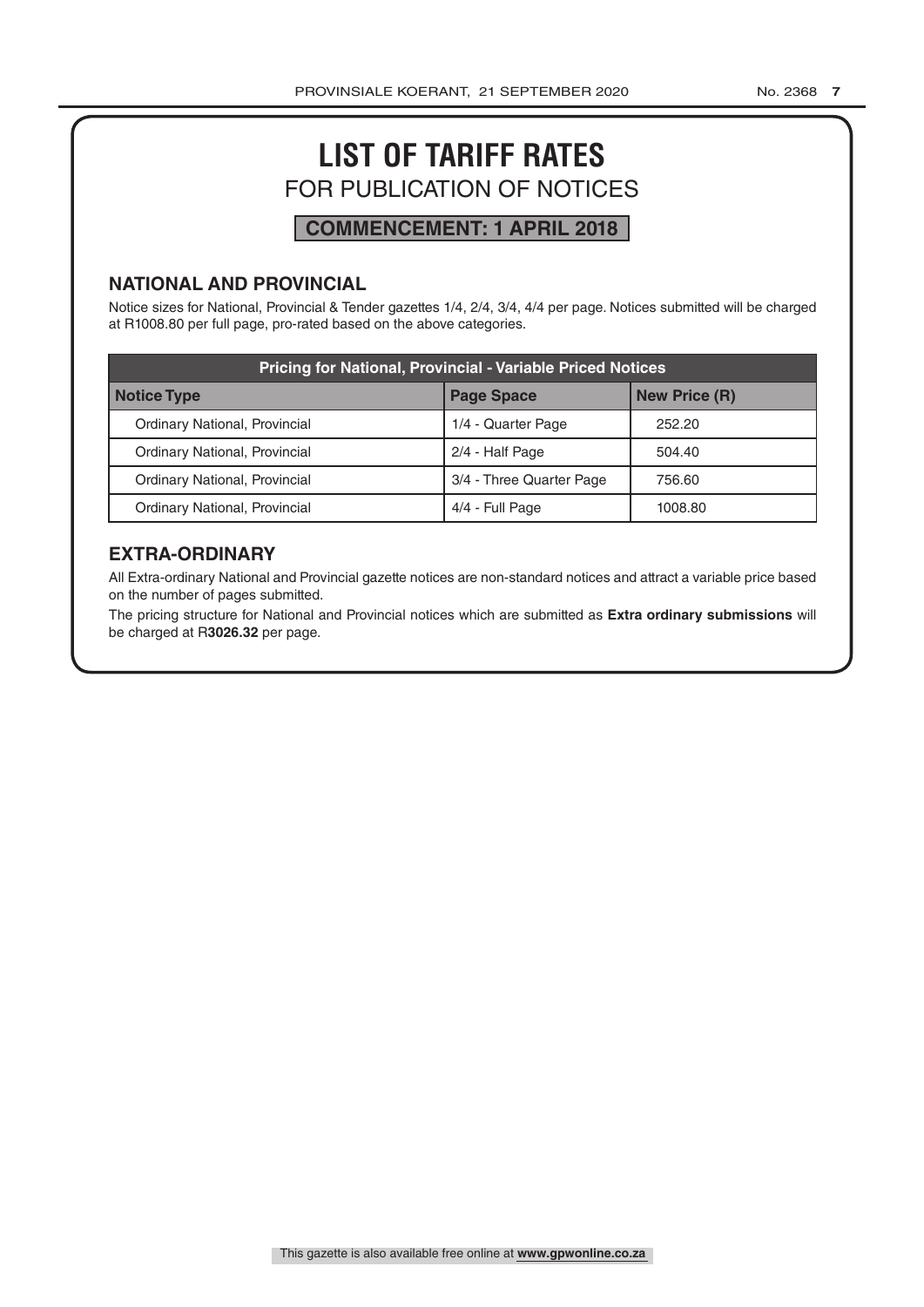# LIST OF TARIFF RATES

## FOR PUBLICATION OF NOTICES

**COMMENCEMENT: 1 APRIL 2018**

### NATIONAL AND PROVINCIAL

Notice sizes for National, Provincial & Tender gazettes 1/4, 2/4, 3/4, 4/4 per page. Notices submitted will be charged at R1008.80 per full page, pro-rated based on the above categories.

| Pricing for National, Provincial - Variable Priced Notices | | |
|---|---|---|
| **Notice Type** | **Page Space** | **New Price (R)** |
| Ordinary National, Provincial | 1/4 - Quarter Page | 252.20 |
| Ordinary National, Provincial | 2/4 - Half Page | 504.40 |
| Ordinary National, Provincial | 3/4 - Three Quarter Page | 756.60 |
| Ordinary National, Provincial | 4/4 - Full Page | 1008.80 |

### EXTRA-ORDINARY

All Extra-ordinary National and Provincial gazette notices are non-standard notices and attract a variable price based on the number of pages submitted.

The pricing structure for National and Provincial notices which are submitted as **Extra ordinary submissions** will be charged at R**3026.32** per page.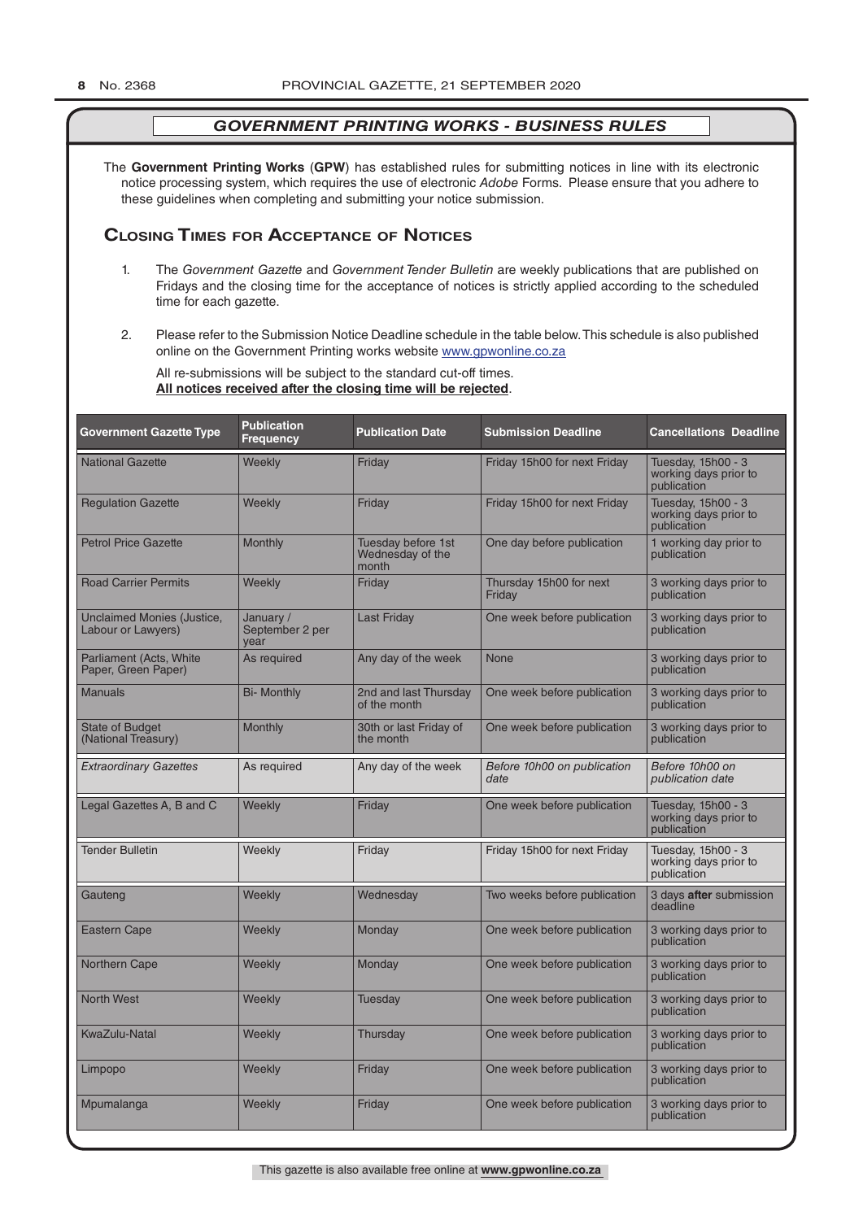## *GOVERNMENT PRINTING WORKS - BUSINESS RULES*

The **Government Printing Works** (**GPW**) has established rules for submitting notices in line with its electronic notice processing system, which requires the use of electronic *Adobe* Forms. Please ensure that you adhere to these guidelines when completing and submitting your notice submission.

## Closing Times for Acceptance of Notices

1. The *Government Gazette* and *Government Tender Bulletin* are weekly publications that are published on Fridays and the closing time for the acceptance of notices is strictly applied according to the scheduled time for each gazette.

2. Please refer to the Submission Notice Deadline schedule in the table below. This schedule is also published online on the Government Printing works website www.gpwonline.co.za

   All re-submissions will be subject to the standard cut-off times.
   **All notices received after the closing time will be rejected**.

| Government Gazette Type | Publication Frequency | Publication Date | Submission Deadline | Cancellations Deadline |
|---|---|---|---|---|
| National Gazette | Weekly | Friday | Friday 15h00 for next Friday | Tuesday, 15h00 - 3 working days prior to publication |
| Regulation Gazette | Weekly | Friday | Friday 15h00 for next Friday | Tuesday, 15h00 - 3 working days prior to publication |
| Petrol Price Gazette | Monthly | Tuesday before 1st Wednesday of the month | One day before publication | 1 working day prior to publication |
| Road Carrier Permits | Weekly | Friday | Thursday 15h00 for next Friday | 3 working days prior to publication |
| Unclaimed Monies (Justice, Labour or Lawyers) | January / September 2 per year | Last Friday | One week before publication | 3 working days prior to publication |
| Parliament (Acts, White Paper, Green Paper) | As required | Any day of the week | None | 3 working days prior to publication |
| Manuals | Bi- Monthly | 2nd and last Thursday of the month | One week before publication | 3 working days prior to publication |
| State of Budget (National Treasury) | Monthly | 30th or last Friday of the month | One week before publication | 3 working days prior to publication |
| *Extraordinary Gazettes* | As required | Any day of the week | *Before 10h00 on publication date* | *Before 10h00 on publication date* |
| Legal Gazettes A, B and C | Weekly | Friday | One week before publication | Tuesday, 15h00 - 3 working days prior to publication |
| Tender Bulletin | Weekly | Friday | Friday 15h00 for next Friday | Tuesday, 15h00 - 3 working days prior to publication |
| Gauteng | Weekly | Wednesday | Two weeks before publication | 3 days **after** submission deadline |
| Eastern Cape | Weekly | Monday | One week before publication | 3 working days prior to publication |
| Northern Cape | Weekly | Monday | One week before publication | 3 working days prior to publication |
| North West | Weekly | Tuesday | One week before publication | 3 working days prior to publication |
| KwaZulu-Natal | Weekly | Thursday | One week before publication | 3 working days prior to publication |
| Limpopo | Weekly | Friday | One week before publication | 3 working days prior to publication |
| Mpumalanga | Weekly | Friday | One week before publication | 3 working days prior to publication |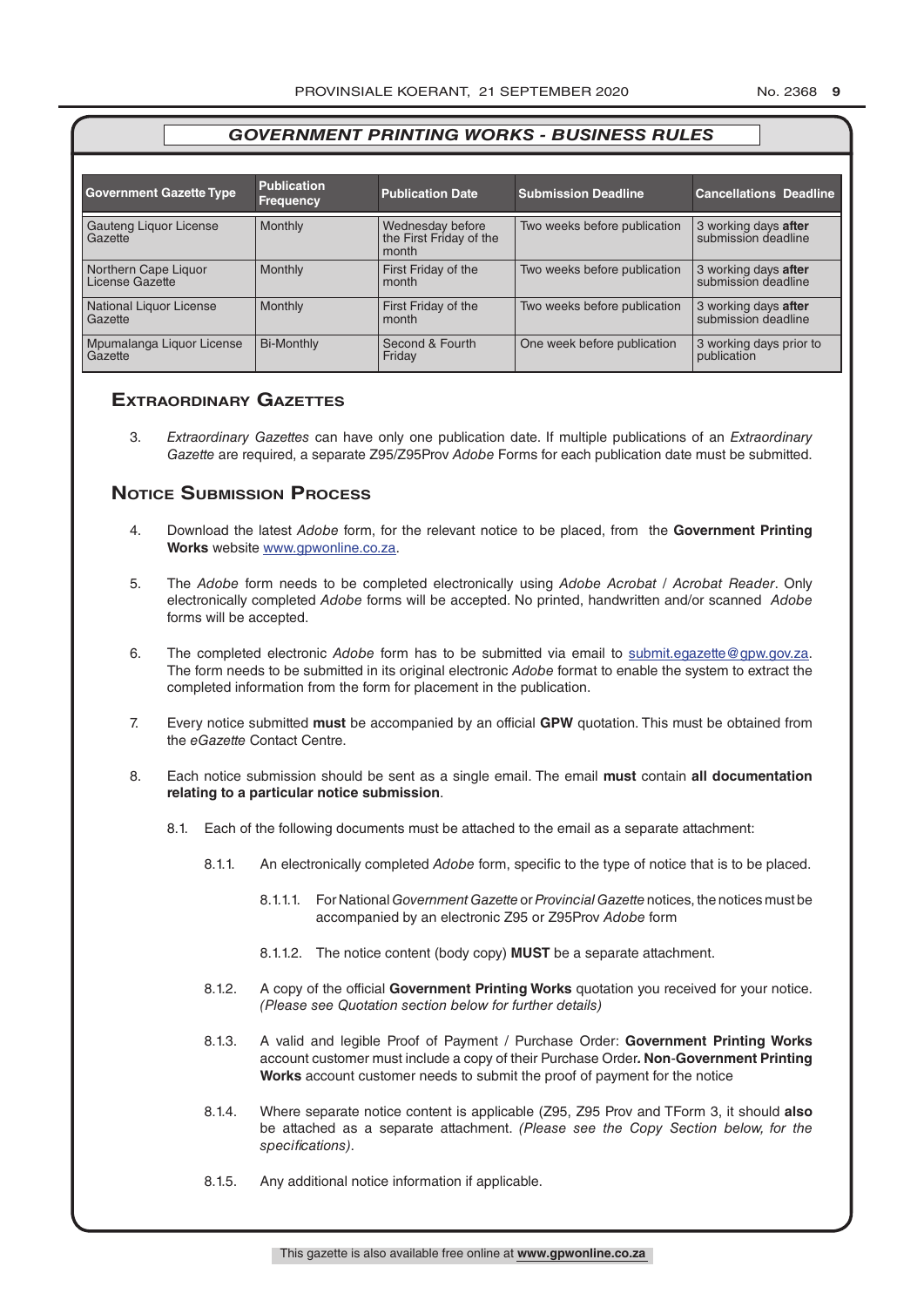## *GOVERNMENT PRINTING WORKS - BUSINESS RULES*

| Government Gazette Type | Publication Frequency | Publication Date | Submission Deadline | Cancellations Deadline |
|---|---|---|---|---|
| Gauteng Liquor License Gazette | Monthly | Wednesday before the First Friday of the month | Two weeks before publication | 3 working days **after** submission deadline |
| Northern Cape Liquor License Gazette | Monthly | First Friday of the month | Two weeks before publication | 3 working days **after** submission deadline |
| National Liquor License Gazette | Monthly | First Friday of the month | Two weeks before publication | 3 working days **after** submission deadline |
| Mpumalanga Liquor License Gazette | Bi-Monthly | Second & Fourth Friday | One week before publication | 3 working days prior to publication |

## Extraordinary Gazettes

3. *Extraordinary Gazettes* can have only one publication date. If multiple publications of an *Extraordinary Gazette* are required, a separate Z95/Z95Prov *Adobe* Forms for each publication date must be submitted.

## Notice Submission Process

4. Download the latest *Adobe* form, for the relevant notice to be placed, from the **Government Printing Works** website www.gpwonline.co.za.

5. The *Adobe* form needs to be completed electronically using *Adobe Acrobat* / *Acrobat Reader*. Only electronically completed *Adobe* forms will be accepted. No printed, handwritten and/or scanned *Adobe* forms will be accepted.

6. The completed electronic *Adobe* form has to be submitted via email to submit.egazette@gpw.gov.za. The form needs to be submitted in its original electronic *Adobe* format to enable the system to extract the completed information from the form for placement in the publication.

7. Every notice submitted **must** be accompanied by an official **GPW** quotation. This must be obtained from the *eGazette* Contact Centre.

8. Each notice submission should be sent as a single email. The email **must** contain **all documentation relating to a particular notice submission**.

    8.1. Each of the following documents must be attached to the email as a separate attachment:

    8.1.1. An electronically completed *Adobe* form, specific to the type of notice that is to be placed.

    8.1.1.1. For National *Government Gazette* or *Provincial Gazette* notices, the notices must be accompanied by an electronic Z95 or Z95Prov *Adobe* form

    8.1.1.2. The notice content (body copy) **MUST** be a separate attachment.

    8.1.2. A copy of the official **Government Printing Works** quotation you received for your notice. *(Please see Quotation section below for further details)*

    8.1.3. A valid and legible Proof of Payment / Purchase Order: **Government Printing Works** account customer must include a copy of their Purchase Order**. Non**-**Government Printing Works** account customer needs to submit the proof of payment for the notice

    8.1.4. Where separate notice content is applicable (Z95, Z95 Prov and TForm 3, it should **also** be attached as a separate attachment. *(Please see the Copy Section below, for the specifications)*.

    8.1.5. Any additional notice information if applicable.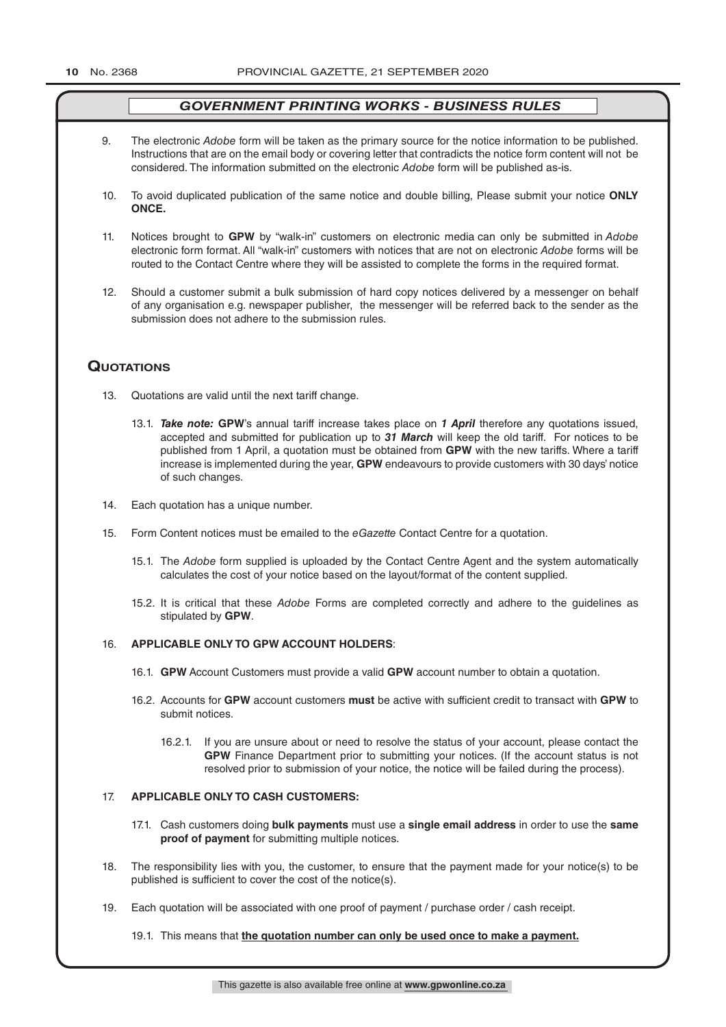## *GOVERNMENT PRINTING WORKS - BUSINESS RULES*

9. The electronic *Adobe* form will be taken as the primary source for the notice information to be published. Instructions that are on the email body or covering letter that contradicts the notice form content will not be considered. The information submitted on the electronic *Adobe* form will be published as-is.

10. To avoid duplicated publication of the same notice and double billing, Please submit your notice **ONLY ONCE.**

11. Notices brought to **GPW** by "walk-in" customers on electronic media can only be submitted in *Adobe* electronic form format. All "walk-in" customers with notices that are not on electronic *Adobe* forms will be routed to the Contact Centre where they will be assisted to complete the forms in the required format.

12. Should a customer submit a bulk submission of hard copy notices delivered by a messenger on behalf of any organisation e.g. newspaper publisher, the messenger will be referred back to the sender as the submission does not adhere to the submission rules.

## Quotations

13. Quotations are valid until the next tariff change.

    13.1. ***Take note:*** **GPW**'s annual tariff increase takes place on ***1 April*** therefore any quotations issued, accepted and submitted for publication up to ***31 March*** will keep the old tariff. For notices to be published from 1 April, a quotation must be obtained from **GPW** with the new tariffs. Where a tariff increase is implemented during the year, **GPW** endeavours to provide customers with 30 days' notice of such changes.

14. Each quotation has a unique number.

15. Form Content notices must be emailed to the *eGazette* Contact Centre for a quotation.

    15.1. The *Adobe* form supplied is uploaded by the Contact Centre Agent and the system automatically calculates the cost of your notice based on the layout/format of the content supplied.

    15.2. It is critical that these *Adobe* Forms are completed correctly and adhere to the guidelines as stipulated by **GPW**.

16. **APPLICABLE ONLY TO GPW ACCOUNT HOLDERS**:

    16.1. **GPW** Account Customers must provide a valid **GPW** account number to obtain a quotation.

    16.2. Accounts for **GPW** account customers **must** be active with sufficient credit to transact with **GPW** to submit notices.

        16.2.1. If you are unsure about or need to resolve the status of your account, please contact the **GPW** Finance Department prior to submitting your notices. (If the account status is not resolved prior to submission of your notice, the notice will be failed during the process).

17. **APPLICABLE ONLY TO CASH CUSTOMERS:**

    17.1. Cash customers doing **bulk payments** must use a **single email address** in order to use the **same proof of payment** for submitting multiple notices.

18. The responsibility lies with you, the customer, to ensure that the payment made for your notice(s) to be published is sufficient to cover the cost of the notice(s).

19. Each quotation will be associated with one proof of payment / purchase order / cash receipt.

    19.1. This means that **the quotation number can only be used once to make a payment.**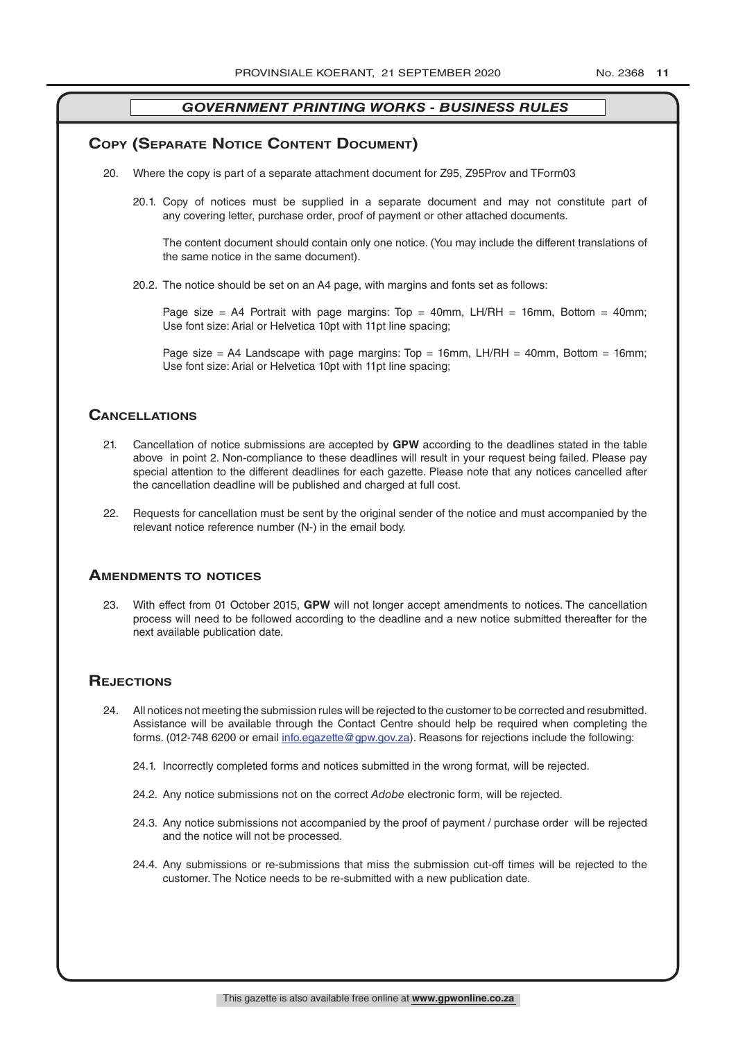## Government Printing Works - Business Rules

## Copy (Separate Notice Content Document)

20. Where the copy is part of a separate attachment document for Z95, Z95Prov and TForm03

    20.1. Copy of notices must be supplied in a separate document and may not constitute part of any covering letter, purchase order, proof of payment or other attached documents.

    The content document should contain only one notice. (You may include the different translations of the same notice in the same document).

    20.2. The notice should be set on an A4 page, with margins and fonts set as follows:

    Page size = A4 Portrait with page margins: Top = 40mm, LH/RH = 16mm, Bottom = 40mm; Use font size: Arial or Helvetica 10pt with 11pt line spacing;

    Page size = A4 Landscape with page margins: Top = 16mm, LH/RH = 40mm, Bottom = 16mm; Use font size: Arial or Helvetica 10pt with 11pt line spacing;

## Cancellations

21. Cancellation of notice submissions are accepted by **GPW** according to the deadlines stated in the table above in point 2. Non-compliance to these deadlines will result in your request being failed. Please pay special attention to the different deadlines for each gazette. Please note that any notices cancelled after the cancellation deadline will be published and charged at full cost.

22. Requests for cancellation must be sent by the original sender of the notice and must accompanied by the relevant notice reference number (N-) in the email body.

## Amendments to notices

23. With effect from 01 October 2015, **GPW** will not longer accept amendments to notices. The cancellation process will need to be followed according to the deadline and a new notice submitted thereafter for the next available publication date.

## Rejections

24. All notices not meeting the submission rules will be rejected to the customer to be corrected and resubmitted. Assistance will be available through the Contact Centre should help be required when completing the forms. (012-748 6200 or email info.egazette@gpw.gov.za). Reasons for rejections include the following:

    24.1. Incorrectly completed forms and notices submitted in the wrong format, will be rejected.

    24.2. Any notice submissions not on the correct *Adobe* electronic form, will be rejected.

    24.3. Any notice submissions not accompanied by the proof of payment / purchase order will be rejected and the notice will not be processed.

    24.4. Any submissions or re-submissions that miss the submission cut-off times will be rejected to the customer. The Notice needs to be re-submitted with a new publication date.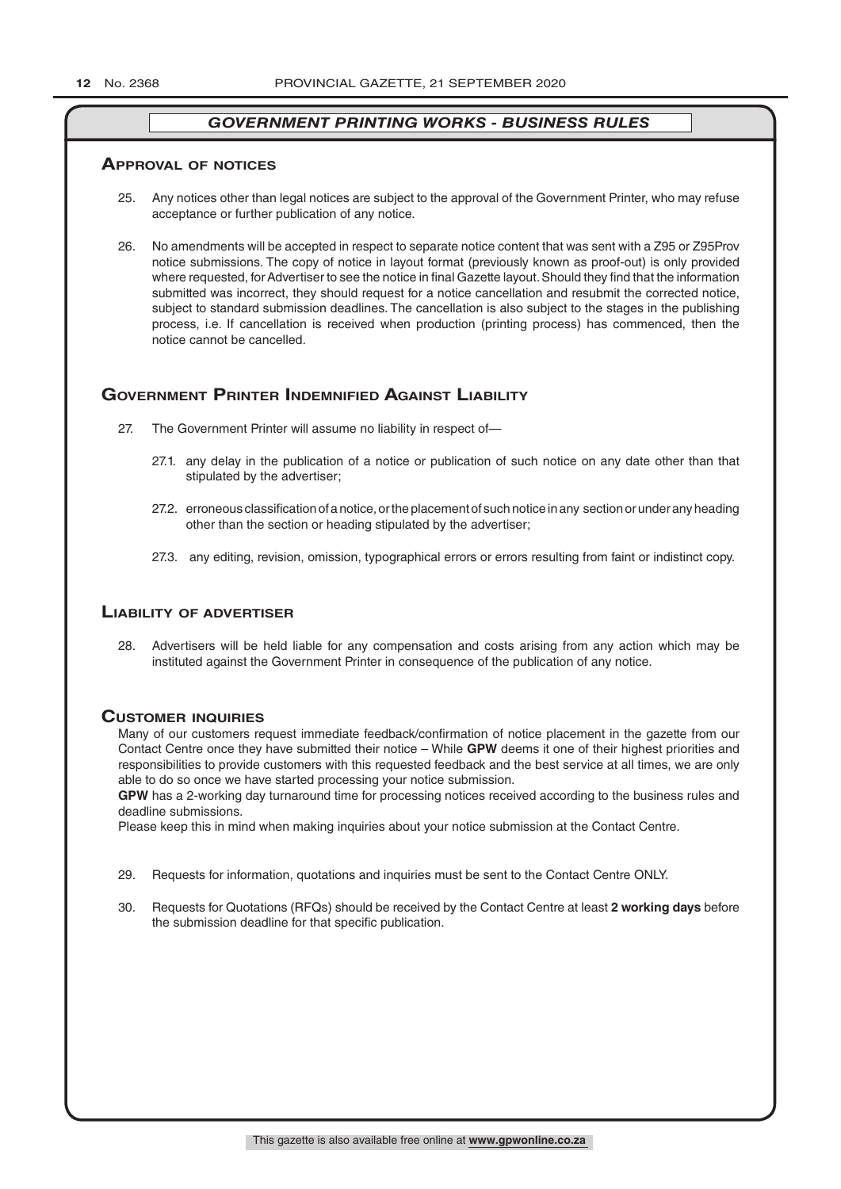## *GOVERNMENT PRINTING WORKS - BUSINESS RULES*

### Approval of notices

25. Any notices other than legal notices are subject to the approval of the Government Printer, who may refuse acceptance or further publication of any notice.

26. No amendments will be accepted in respect to separate notice content that was sent with a Z95 or Z95Prov notice submissions. The copy of notice in layout format (previously known as proof-out) is only provided where requested, for Advertiser to see the notice in final Gazette layout. Should they find that the information submitted was incorrect, they should request for a notice cancellation and resubmit the corrected notice, subject to standard submission deadlines. The cancellation is also subject to the stages in the publishing process, i.e. If cancellation is received when production (printing process) has commenced, then the notice cannot be cancelled.

### Government Printer Indemnified Against Liability

27. The Government Printer will assume no liability in respect of—

    27.1. any delay in the publication of a notice or publication of such notice on any date other than that stipulated by the advertiser;

    27.2. erroneous classification of a notice, or the placement of such notice in any section or under any heading other than the section or heading stipulated by the advertiser;

    27.3. any editing, revision, omission, typographical errors or errors resulting from faint or indistinct copy.

### Liability of advertiser

28. Advertisers will be held liable for any compensation and costs arising from any action which may be instituted against the Government Printer in consequence of the publication of any notice.

### Customer inquiries

Many of our customers request immediate feedback/confirmation of notice placement in the gazette from our Contact Centre once they have submitted their notice – While **GPW** deems it one of their highest priorities and responsibilities to provide customers with this requested feedback and the best service at all times, we are only able to do so once we have started processing your notice submission.

**GPW** has a 2-working day turnaround time for processing notices received according to the business rules and deadline submissions.

Please keep this in mind when making inquiries about your notice submission at the Contact Centre.

29. Requests for information, quotations and inquiries must be sent to the Contact Centre ONLY.

30. Requests for Quotations (RFQs) should be received by the Contact Centre at least **2 working days** before the submission deadline for that specific publication.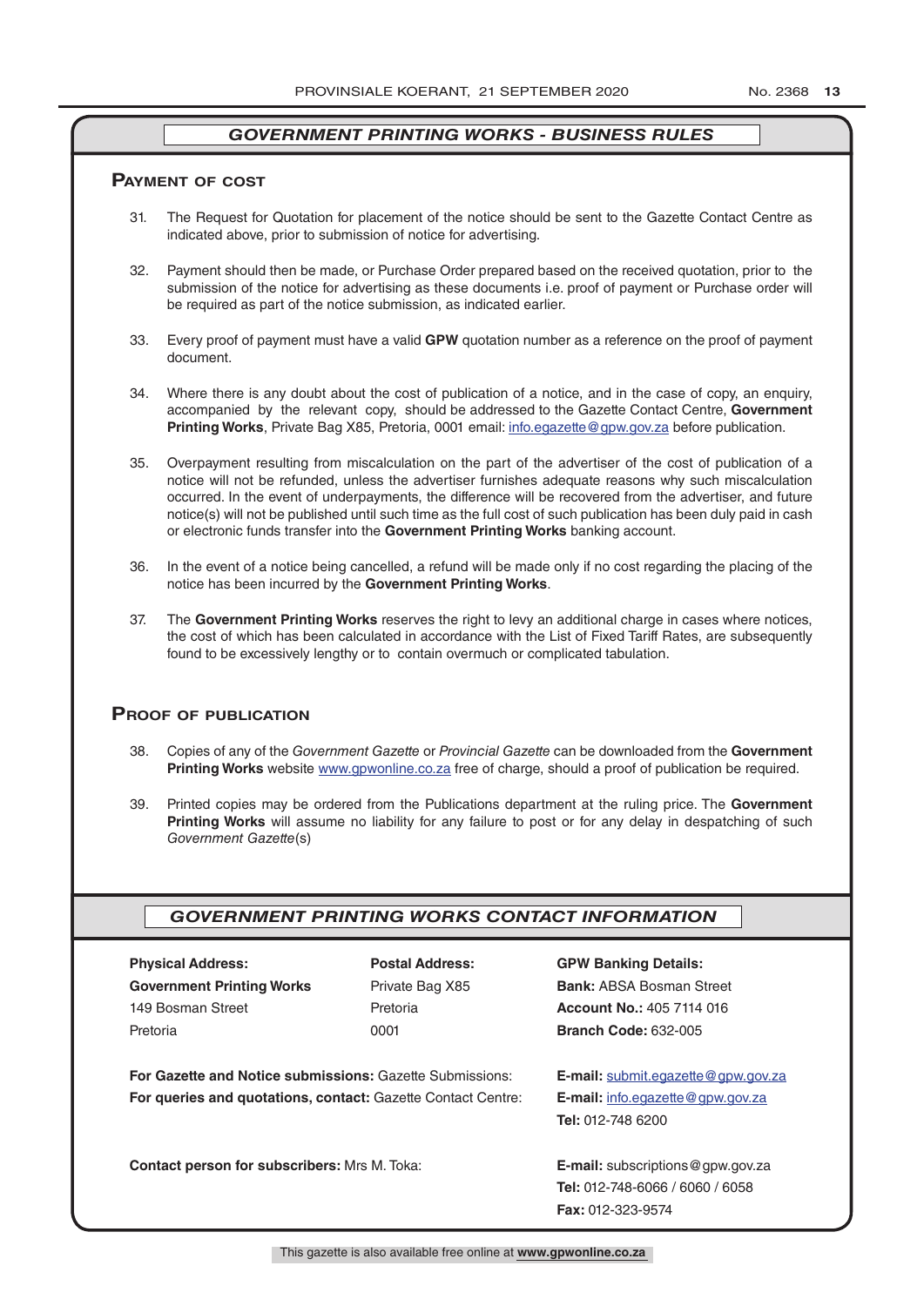## GOVERNMENT PRINTING WORKS - BUSINESS RULES

### Payment of cost

31. The Request for Quotation for placement of the notice should be sent to the Gazette Contact Centre as indicated above, prior to submission of notice for advertising.

32. Payment should then be made, or Purchase Order prepared based on the received quotation, prior to the submission of the notice for advertising as these documents i.e. proof of payment or Purchase order will be required as part of the notice submission, as indicated earlier.

33. Every proof of payment must have a valid **GPW** quotation number as a reference on the proof of payment document.

34. Where there is any doubt about the cost of publication of a notice, and in the case of copy, an enquiry, accompanied by the relevant copy, should be addressed to the Gazette Contact Centre, **Government Printing Works**, Private Bag X85, Pretoria, 0001 email: info.egazette@gpw.gov.za before publication.

35. Overpayment resulting from miscalculation on the part of the advertiser of the cost of publication of a notice will not be refunded, unless the advertiser furnishes adequate reasons why such miscalculation occurred. In the event of underpayments, the difference will be recovered from the advertiser, and future notice(s) will not be published until such time as the full cost of such publication has been duly paid in cash or electronic funds transfer into the **Government Printing Works** banking account.

36. In the event of a notice being cancelled, a refund will be made only if no cost regarding the placing of the notice has been incurred by the **Government Printing Works**.

37. The **Government Printing Works** reserves the right to levy an additional charge in cases where notices, the cost of which has been calculated in accordance with the List of Fixed Tariff Rates, are subsequently found to be excessively lengthy or to contain overmuch or complicated tabulation.

### Proof of publication

38. Copies of any of the *Government Gazette* or *Provincial Gazette* can be downloaded from the **Government Printing Works** website www.gpwonline.co.za free of charge, should a proof of publication be required.

39. Printed copies may be ordered from the Publications department at the ruling price. The **Government Printing Works** will assume no liability for any failure to post or for any delay in despatching of such *Government Gazette*(s)

## GOVERNMENT PRINTING WORKS CONTACT INFORMATION

**Physical Address:**
**Government Printing Works**
149 Bosman Street
Pretoria

**Postal Address:**
Private Bag X85
Pretoria
0001

**GPW Banking Details:**
**Bank:** ABSA Bosman Street
**Account No.:** 405 7114 016
**Branch Code:** 632-005

**For Gazette and Notice submissions:** Gazette Submissions: **E-mail:** submit.egazette@gpw.gov.za

**For queries and quotations, contact:** Gazette Contact Centre: **E-mail:** info.egazette@gpw.gov.za
**Tel:** 012-748 6200

**Contact person for subscribers:** Mrs M. Toka: **E-mail:** subscriptions@gpw.gov.za
**Tel:** 012-748-6066 / 6060 / 6058
**Fax:** 012-323-9574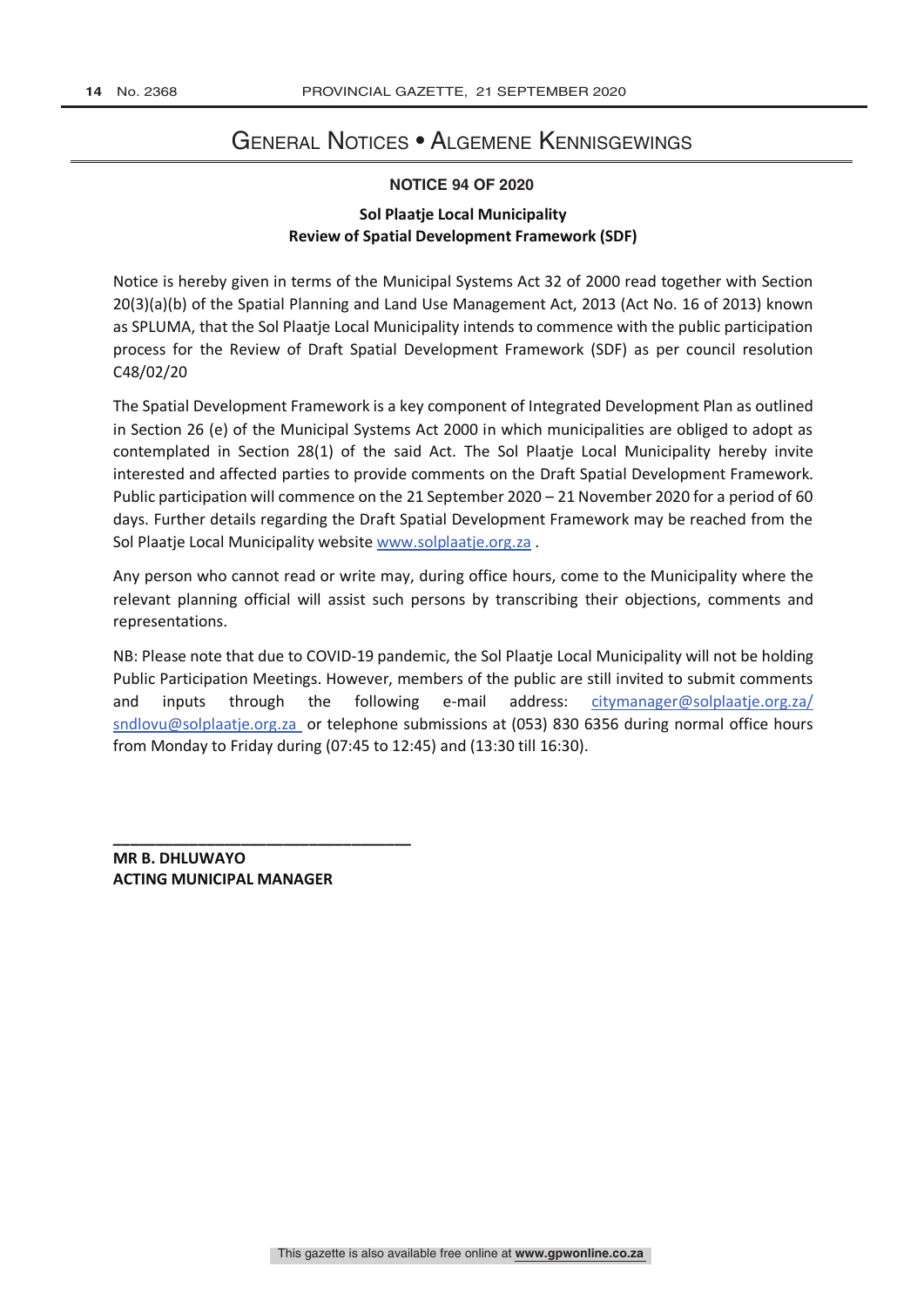# GENERAL NOTICES • ALGEMENE KENNISGEWINGS

**NOTICE 94 OF 2020**

**Sol Plaatje Local Municipality**
**Review of Spatial Development Framework (SDF)**

Notice is hereby given in terms of the Municipal Systems Act 32 of 2000 read together with Section 20(3)(a)(b) of the Spatial Planning and Land Use Management Act, 2013 (Act No. 16 of 2013) known as SPLUMA, that the Sol Plaatje Local Municipality intends to commence with the public participation process for the Review of Draft Spatial Development Framework (SDF) as per council resolution C48/02/20

The Spatial Development Framework is a key component of Integrated Development Plan as outlined in Section 26 (e) of the Municipal Systems Act 2000 in which municipalities are obliged to adopt as contemplated in Section 28(1) of the said Act. The Sol Plaatje Local Municipality hereby invite interested and affected parties to provide comments on the Draft Spatial Development Framework. Public participation will commence on the 21 September 2020 – 21 November 2020 for a period of 60 days. Further details regarding the Draft Spatial Development Framework may be reached from the Sol Plaatje Local Municipality website www.solplaatje.org.za .

Any person who cannot read or write may, during office hours, come to the Municipality where the relevant planning official will assist such persons by transcribing their objections, comments and representations.

NB: Please note that due to COVID-19 pandemic, the Sol Plaatje Local Municipality will not be holding Public Participation Meetings. However, members of the public are still invited to submit comments and inputs through the following e-mail address: citymanager@solplaatje.org.za/ sndlovu@solplaatje.org.za or telephone submissions at (053) 830 6356 during normal office hours from Monday to Friday during (07:45 to 12:45) and (13:30 till 16:30).

\_\_\_\_\_\_\_\_\_\_\_\_\_\_\_\_\_\_\_\_\_\_\_\_\_\_\_\_\_\_\_\_\_\_

**MR B. DHLUWAYO**
**ACTING MUNICIPAL MANAGER**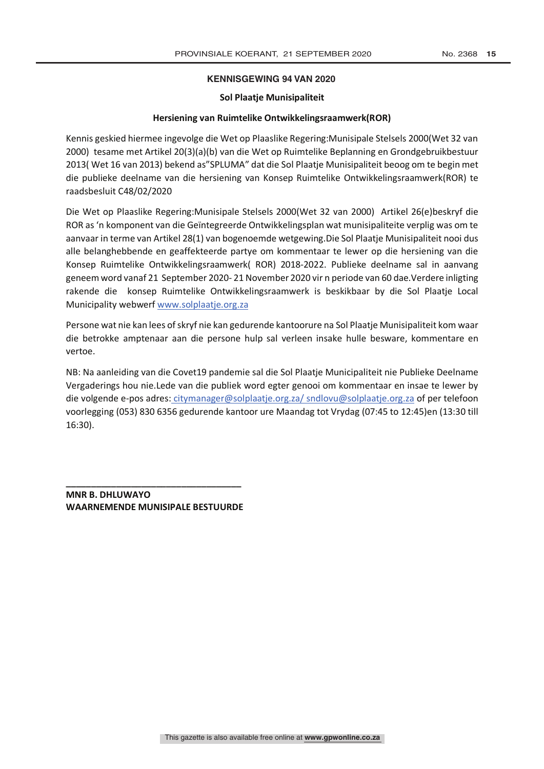## KENNISGEWING 94 VAN 2020

### Sol Plaatje Munisipaliteit

### Hersiening van Ruimtelike Ontwikkelingsraamwerk(ROR)

Kennis geskied hiermee ingevolge die Wet op Plaaslike Regering:Munisipale Stelsels 2000(Wet 32 van 2000) tesame met Artikel 20(3)(a)(b) van die Wet op Ruimtelike Beplanning en Grondgebruikbestuur 2013( Wet 16 van 2013) bekend as"SPLUMA" dat die Sol Plaatje Munisipaliteit beoog om te begin met die publieke deelname van die hersiening van Konsep Ruimtelike Ontwikkelingsraamwerk(ROR) te raadsbesluit C48/02/2020

Die Wet op Plaaslike Regering:Munisipale Stelsels 2000(Wet 32 van 2000) Artikel 26(e)beskryf die ROR as 'n komponent van die Geïntegreerde Ontwikkelingsplan wat munisipaliteite verplig was om te aanvaar in terme van Artikel 28(1) van bogenoemde wetgewing.Die Sol Plaatje Munisipaliteit nooi dus alle belanghebbende en geaffekteerde partye om kommentaar te lewer op die hersiening van die Konsep Ruimtelike Ontwikkelingsraamwerk( ROR) 2018-2022. Publieke deelname sal in aanvang geneem word vanaf 21 September 2020- 21 November 2020 vir n periode van 60 dae.Verdere inligting rakende die konsep Ruimtelike Ontwikkelingsraamwerk is beskikbaar by die Sol Plaatje Local Municipality webwerf www.solplaatje.org.za

Persone wat nie kan lees of skryf nie kan gedurende kantoorure na Sol Plaatje Munisipaliteit kom waar die betrokke amptenaar aan die persone hulp sal verleen insake hulle besware, kommentare en vertoe.

NB: Na aanleiding van die Covet19 pandemie sal die Sol Plaatje Municipaliteit nie Publieke Deelname Vergaderings hou nie.Lede van die publiek word egter genooi om kommentaar en insae te lewer by die volgende e-pos adres: citymanager@solplaatje.org.za/ sndlovu@solplaatje.org.za of per telefoon voorlegging (053) 830 6356 gedurende kantoor ure Maandag tot Vrydag (07:45 to 12:45)en (13:30 till 16:30).

\_\_\_\_\_\_\_\_\_\_\_\_\_\_\_\_\_\_\_\_\_\_\_\_\_\_\_\_\_\_\_\_\_\_\_

**MNR B. DHLUWAYO**
**WAARNEMENDE MUNISIPALE BESTUURDE**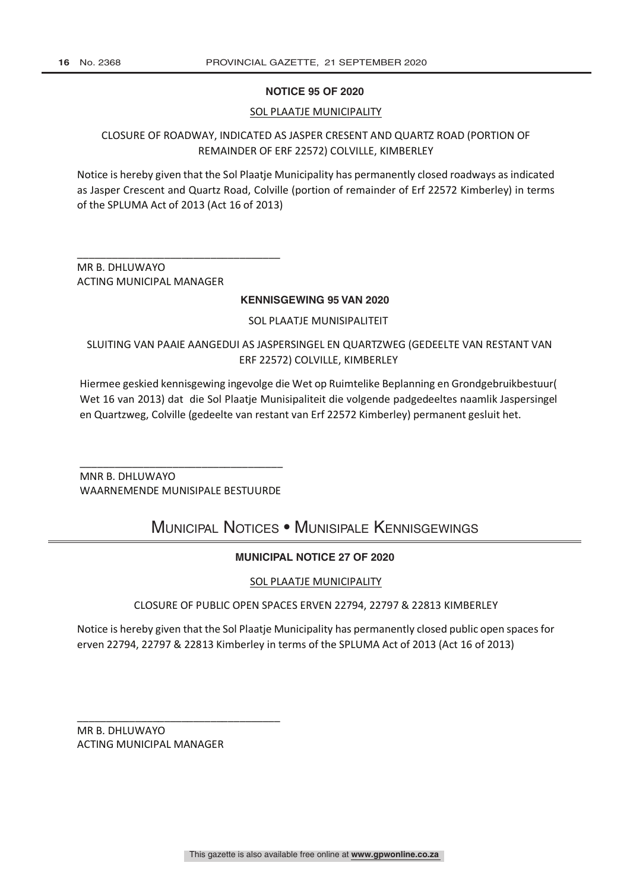**NOTICE 95 OF 2020**

SOL PLAATJE MUNICIPALITY

CLOSURE OF ROADWAY, INDICATED AS JASPER CRESENT AND QUARTZ ROAD (PORTION OF REMAINDER OF ERF 22572) COLVILLE, KIMBERLEY

Notice is hereby given that the Sol Plaatje Municipality has permanently closed roadways as indicated as Jasper Crescent and Quartz Road, Colville (portion of remainder of Erf 22572 Kimberley) in terms of the SPLUMA Act of 2013 (Act 16 of 2013)

___________________________________

MR B. DHLUWAYO
ACTING MUNICIPAL MANAGER

**KENNISGEWING 95 VAN 2020**

SOL PLAATJE MUNISIPALITEIT

SLUITING VAN PAAIE AANGEDUI AS JASPERSINGEL EN QUARTZWEG (GEDEELTE VAN RESTANT VAN ERF 22572) COLVILLE, KIMBERLEY

Hiermee geskied kennisgewing ingevolge die Wet op Ruimtelike Beplanning en Grondgebruikbestuur( Wet 16 van 2013) dat die Sol Plaatje Munisipaliteit die volgende padgedeeltes naamlik Jaspersingel en Quartzweg, Colville (gedeelte van restant van Erf 22572 Kimberley) permanent gesluit het.

___________________________________

MNR B. DHLUWAYO
WAARNEMENDE MUNISIPALE BESTUURDE

# Municipal Notices • Munisipale Kennisgewings

**MUNICIPAL NOTICE 27 OF 2020**

SOL PLAATJE MUNICIPALITY

CLOSURE OF PUBLIC OPEN SPACES ERVEN 22794, 22797 & 22813 KIMBERLEY

Notice is hereby given that the Sol Plaatje Municipality has permanently closed public open spaces for erven 22794, 22797 & 22813 Kimberley in terms of the SPLUMA Act of 2013 (Act 16 of 2013)

___________________________________

MR B. DHLUWAYO
ACTING MUNICIPAL MANAGER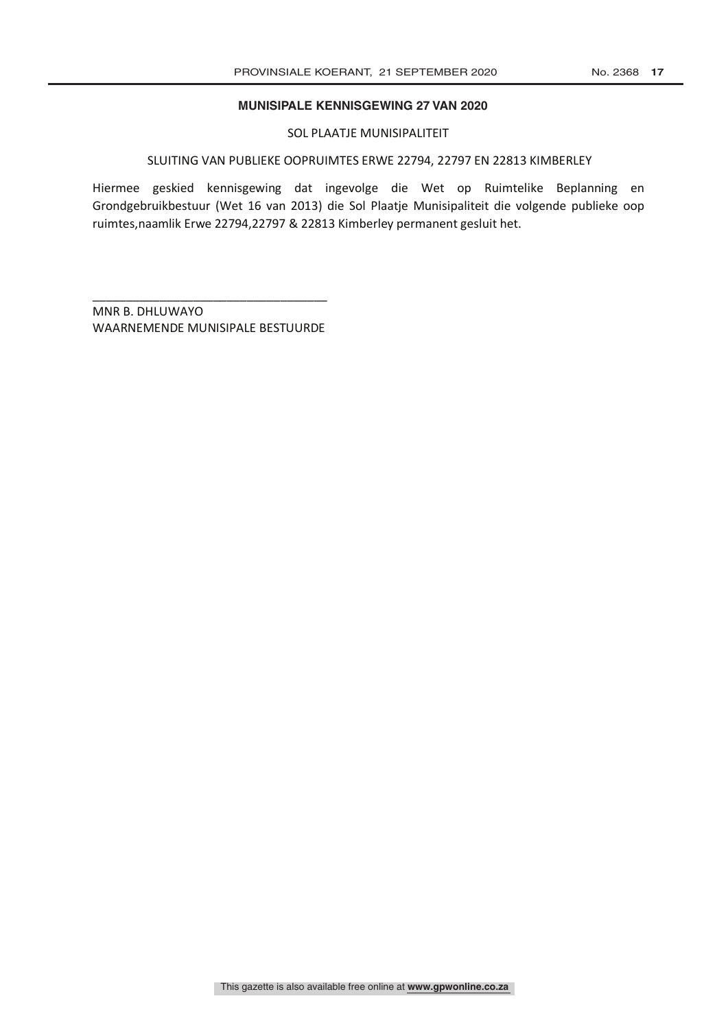## MUNISIPALE KENNISGEWING 27 VAN 2020

SOL PLAATJE MUNISIPALITEIT

SLUITING VAN PUBLIEKE OOPRUIMTES ERWE 22794, 22797 EN 22813 KIMBERLEY

Hiermee geskied kennisgewing dat ingevolge die Wet op Ruimtelike Beplanning en Grondgebruikbestuur (Wet 16 van 2013) die Sol Plaatje Munisipaliteit die volgende publieke oop ruimtes,naamlik Erwe 22794,22797 & 22813 Kimberley permanent gesluit het.

\_\_\_\_\_\_\_\_\_\_\_\_\_\_\_\_\_\_\_\_\_\_\_\_\_\_\_\_\_\_\_\_\_\_\_

MNR B. DHLUWAYO
WAARNEMENDE MUNISIPALE BESTUURDE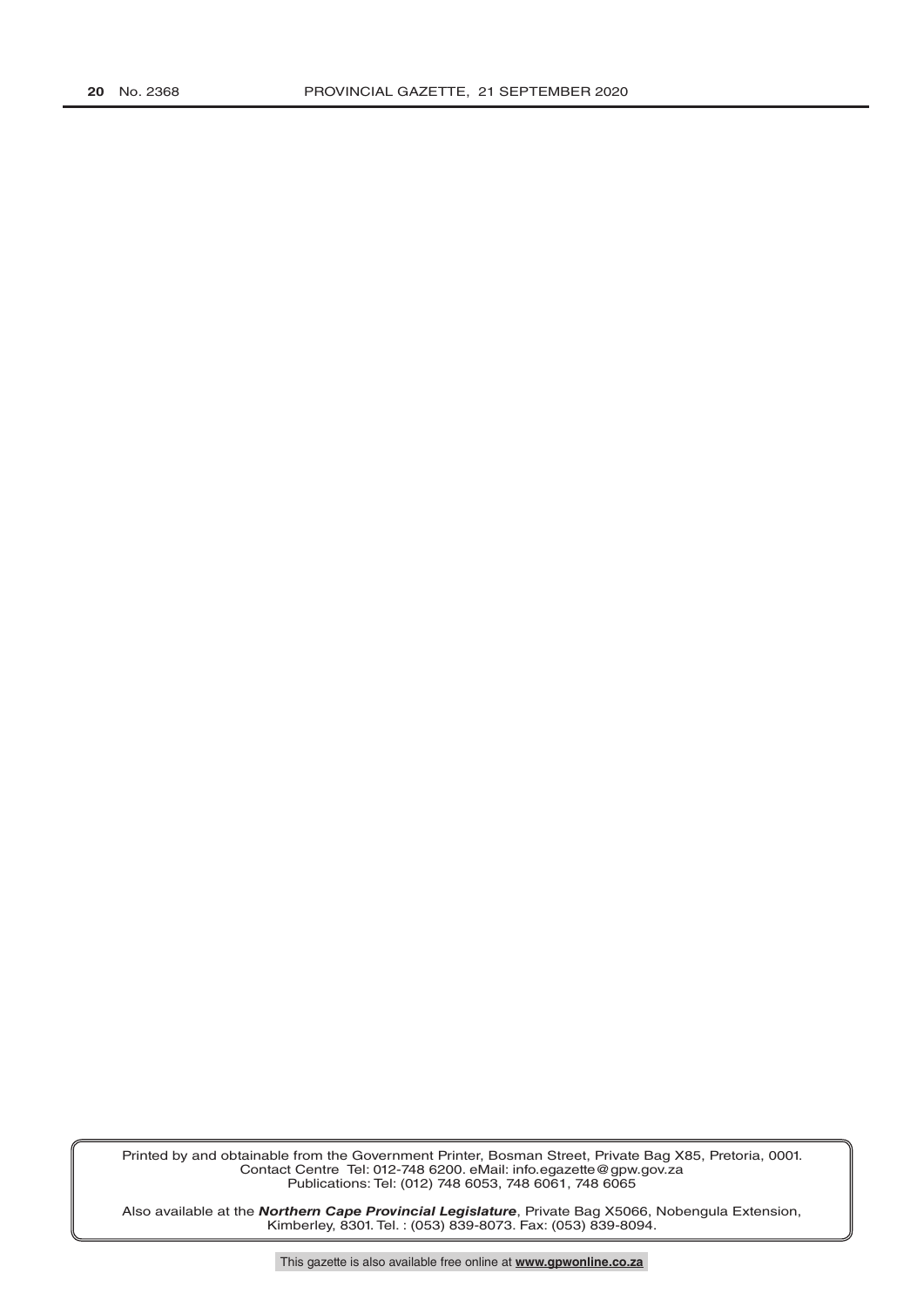Printed by and obtainable from the Government Printer, Bosman Street, Private Bag X85, Pretoria, 0001.
Contact Centre Tel: 012-748 6200. eMail: info.egazette@gpw.gov.za
Publications: Tel: (012) 748 6053, 748 6061, 748 6065

Also available at the ***Northern Cape Provincial Legislature***, Private Bag X5066, Nobengula Extension, Kimberley, 8301. Tel. : (053) 839-8073. Fax: (053) 839-8094.

This gazette is also available free online at **www.gpwonline.co.za**